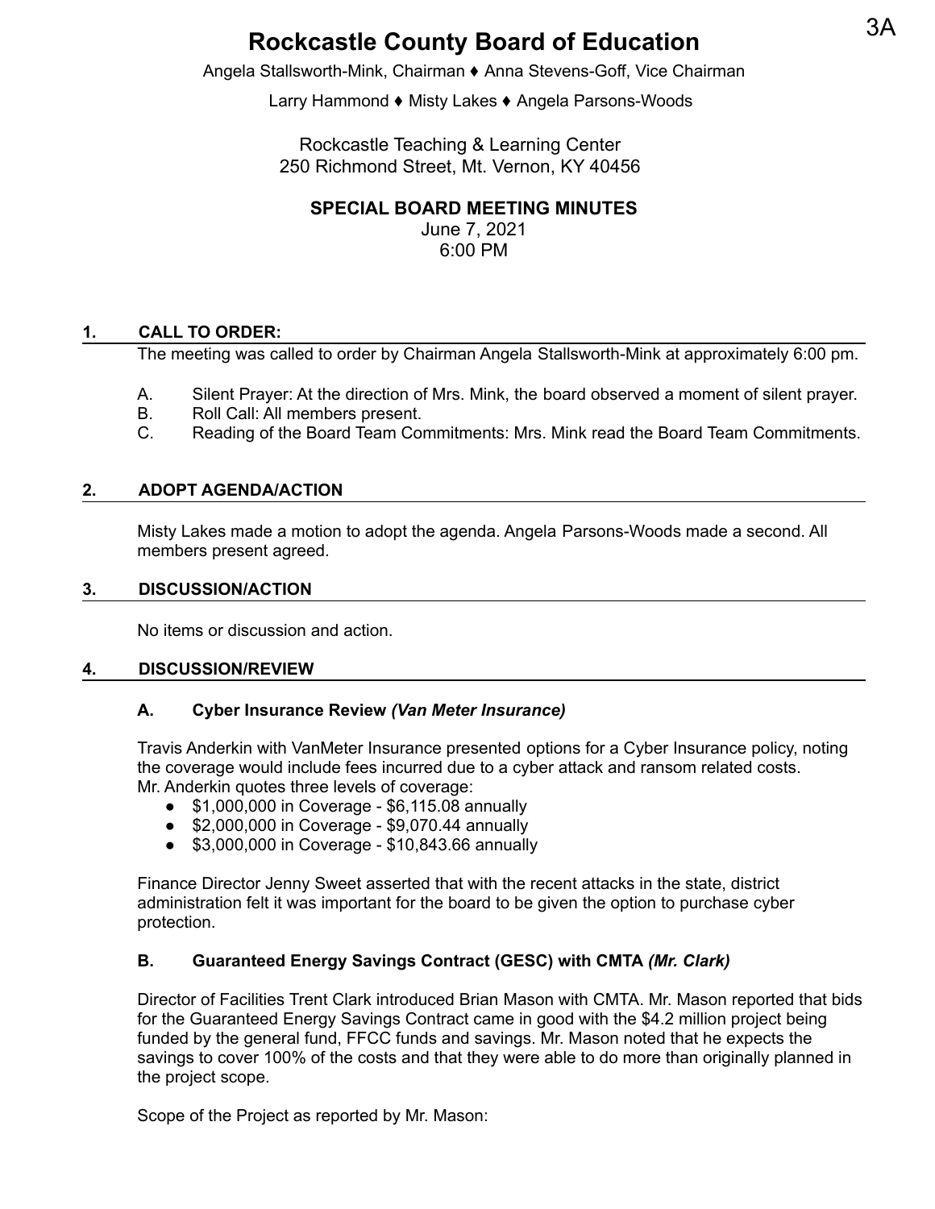# Rockcastle County Board of Education

Angela Stallsworth-Mink, Chairman ♦ Anna Stevens-Goff, Vice Chairman

Larry Hammond ♦ Misty Lakes ♦ Angela Parsons-Woods

Rockcastle Teaching & Learning Center
250 Richmond Street, Mt. Vernon, KY 40456

## SPECIAL BOARD MEETING MINUTES

June 7, 2021
6:00 PM

### 1. CALL TO ORDER:

The meeting was called to order by Chairman Angela Stallsworth-Mink at approximately 6:00 pm.

A. Silent Prayer: At the direction of Mrs. Mink, the board observed a moment of silent prayer.
B. Roll Call: All members present.
C. Reading of the Board Team Commitments: Mrs. Mink read the Board Team Commitments.

### 2. ADOPT AGENDA/ACTION

Misty Lakes made a motion to adopt the agenda. Angela Parsons-Woods made a second. All members present agreed.

### 3. DISCUSSION/ACTION

No items or discussion and action.

### 4. DISCUSSION/REVIEW

#### A. Cyber Insurance Review *(Van Meter Insurance)*

Travis Anderkin with VanMeter Insurance presented options for a Cyber Insurance policy, noting the coverage would include fees incurred due to a cyber attack and ransom related costs.
Mr. Anderkin quotes three levels of coverage:

- $1,000,000 in Coverage - $6,115.08 annually
- $2,000,000 in Coverage - $9,070.44 annually
- $3,000,000 in Coverage - $10,843.66 annually

Finance Director Jenny Sweet asserted that with the recent attacks in the state, district administration felt it was important for the board to be given the option to purchase cyber protection.

#### B. Guaranteed Energy Savings Contract (GESC) with CMTA *(Mr. Clark)*

Director of Facilities Trent Clark introduced Brian Mason with CMTA. Mr. Mason reported that bids for the Guaranteed Energy Savings Contract came in good with the $4.2 million project being funded by the general fund, FFCC funds and savings. Mr. Mason noted that he expects the savings to cover 100% of the costs and that they were able to do more than originally planned in the project scope.

Scope of the Project as reported by Mr. Mason: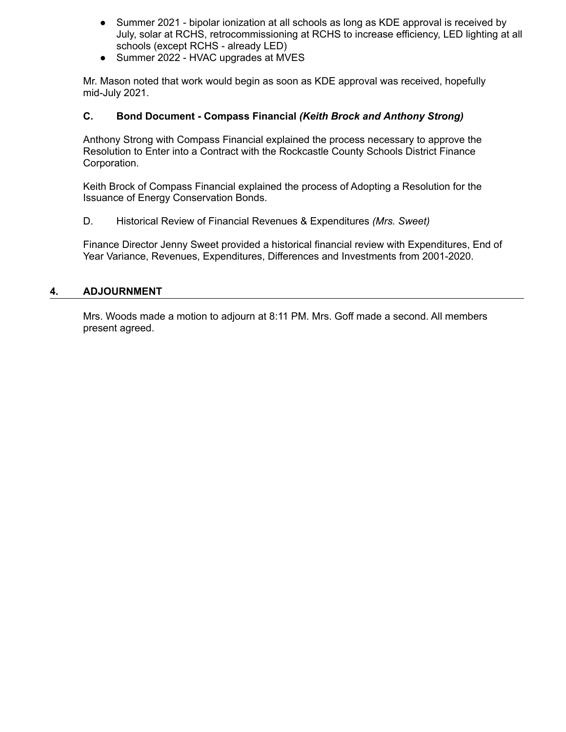- Summer 2021 - bipolar ionization at all schools as long as KDE approval is received by July, solar at RCHS, retrocommissioning at RCHS to increase efficiency, LED lighting at all schools (except RCHS - already LED)
- Summer 2022 - HVAC upgrades at MVES

Mr. Mason noted that work would begin as soon as KDE approval was received, hopefully mid-July 2021.

**C. Bond Document - Compass Financial *(Keith Brock and Anthony Strong)***

Anthony Strong with Compass Financial explained the process necessary to approve the Resolution to Enter into a Contract with the Rockcastle County Schools District Finance Corporation.

Keith Brock of Compass Financial explained the process of Adopting a Resolution for the Issuance of Energy Conservation Bonds.

D. Historical Review of Financial Revenues & Expenditures *(Mrs. Sweet)*

Finance Director Jenny Sweet provided a historical financial review with Expenditures, End of Year Variance, Revenues, Expenditures, Differences and Investments from 2001-2020.

## 4. ADJOURNMENT

Mrs. Woods made a motion to adjourn at 8:11 PM. Mrs. Goff made a second. All members present agreed.